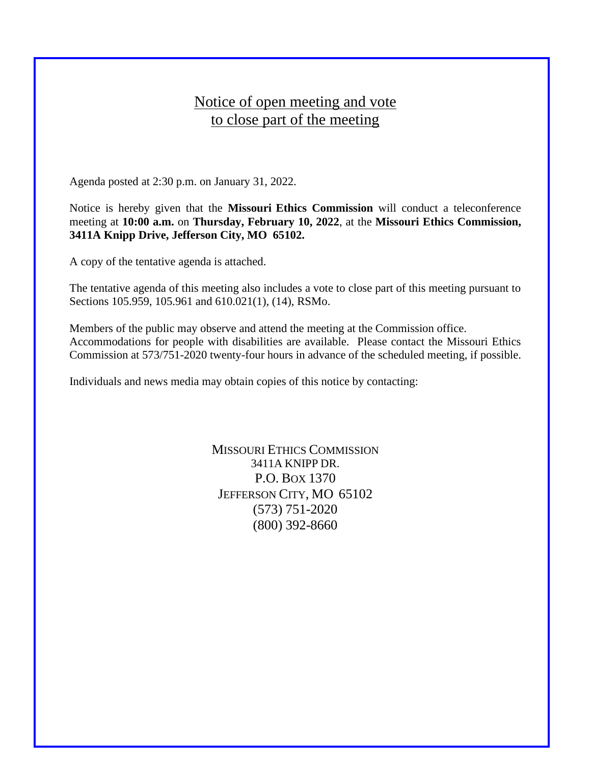# Notice of open meeting and vote to close part of the meeting

Agenda posted at 2:30 p.m. on January 31, 2022.

Notice is hereby given that the **Missouri Ethics Commission** will conduct a teleconference meeting at **10:00 a.m.** on **Thursday, February 10, 2022**, at the **Missouri Ethics Commission, 3411A Knipp Drive, Jefferson City, MO 65102.**

A copy of the tentative agenda is attached.

The tentative agenda of this meeting also includes a vote to close part of this meeting pursuant to Sections 105.959, 105.961 and 610.021(1), (14), RSMo.

Members of the public may observe and attend the meeting at the Commission office. Accommodations for people with disabilities are available. Please contact the Missouri Ethics Commission at 573/751-2020 twenty-four hours in advance of the scheduled meeting, if possible.

Individuals and news media may obtain copies of this notice by contacting:

MISSOURI ETHICS COMMISSION
3411A KNIPP DR.
P.O. BOX 1370
JEFFERSON CITY, MO 65102
(573) 751-2020
(800) 392-8660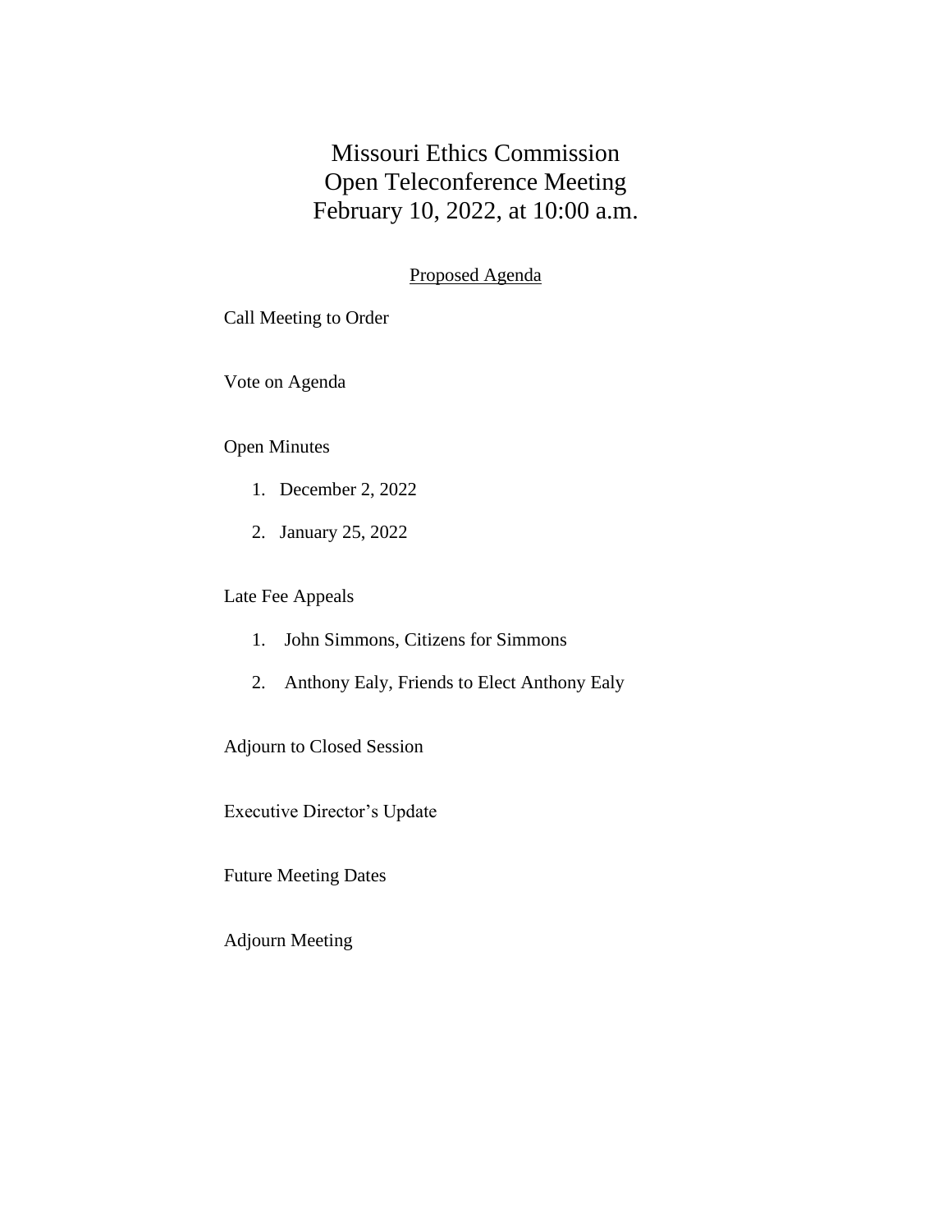# Missouri Ethics Commission
# Open Teleconference Meeting
# February 10, 2022, at 10:00 a.m.

## Proposed Agenda

Call Meeting to Order

Vote on Agenda

Open Minutes

1. December 2, 2022
2. January 25, 2022

Late Fee Appeals

1. John Simmons, Citizens for Simmons
2. Anthony Ealy, Friends to Elect Anthony Ealy

Adjourn to Closed Session

Executive Director's Update

Future Meeting Dates

Adjourn Meeting